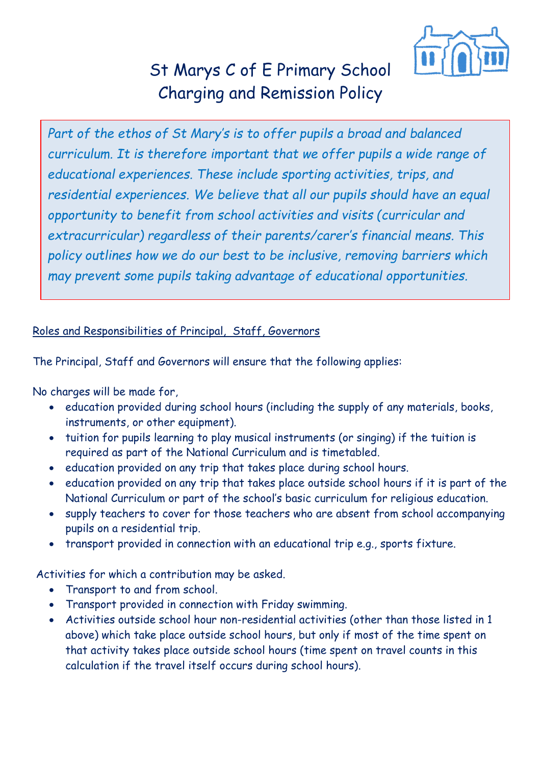# St Marys C of E Primary School
## Charging and Remission Policy

*Part of the ethos of St Mary's is to offer pupils a broad and balanced curriculum. It is therefore important that we offer pupils a wide range of educational experiences. These include sporting activities, trips, and residential experiences. We believe that all our pupils should have an equal opportunity to benefit from school activities and visits (curricular and extracurricular) regardless of their parents/carer's financial means. This policy outlines how we do our best to be inclusive, removing barriers which may prevent some pupils taking advantage of educational opportunities.*

<u>Roles and Responsibilities of Principal, Staff, Governors</u>

The Principal, Staff and Governors will ensure that the following applies:

No charges will be made for,

- education provided during school hours (including the supply of any materials, books, instruments, or other equipment).
- tuition for pupils learning to play musical instruments (or singing) if the tuition is required as part of the National Curriculum and is timetabled.
- education provided on any trip that takes place during school hours.
- education provided on any trip that takes place outside school hours if it is part of the National Curriculum or part of the school's basic curriculum for religious education.
- supply teachers to cover for those teachers who are absent from school accompanying pupils on a residential trip.
- transport provided in connection with an educational trip e.g., sports fixture.

Activities for which a contribution may be asked.

- Transport to and from school.
- Transport provided in connection with Friday swimming.
- Activities outside school hour non-residential activities (other than those listed in 1 above) which take place outside school hours, but only if most of the time spent on that activity takes place outside school hours (time spent on travel counts in this calculation if the travel itself occurs during school hours).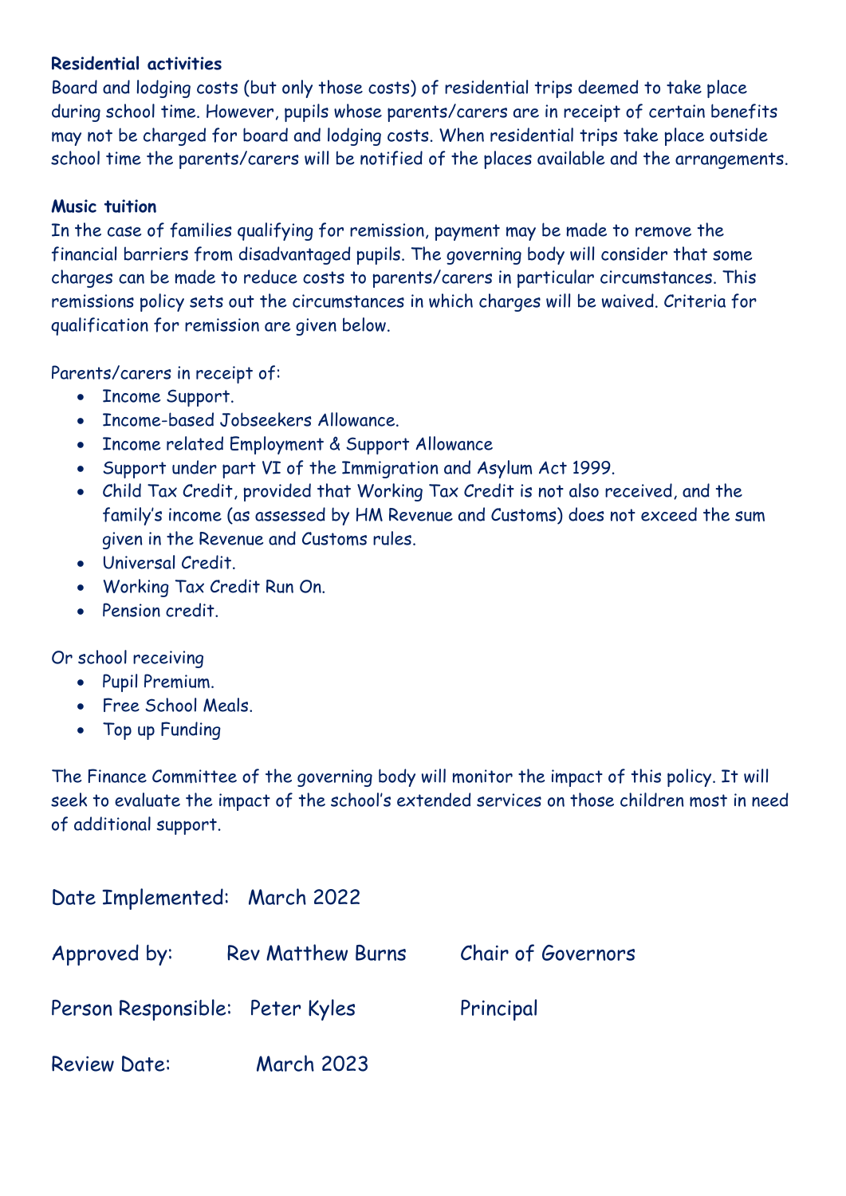**Residential activities**

Board and lodging costs (but only those costs) of residential trips deemed to take place during school time. However, pupils whose parents/carers are in receipt of certain benefits may not be charged for board and lodging costs. When residential trips take place outside school time the parents/carers will be notified of the places available and the arrangements.

**Music tuition**

In the case of families qualifying for remission, payment may be made to remove the financial barriers from disadvantaged pupils. The governing body will consider that some charges can be made to reduce costs to parents/carers in particular circumstances. This remissions policy sets out the circumstances in which charges will be waived. Criteria for qualification for remission are given below.

Parents/carers in receipt of:

- Income Support.
- Income-based Jobseekers Allowance.
- Income related Employment & Support Allowance
- Support under part VI of the Immigration and Asylum Act 1999.
- Child Tax Credit, provided that Working Tax Credit is not also received, and the family's income (as assessed by HM Revenue and Customs) does not exceed the sum given in the Revenue and Customs rules.
- Universal Credit.
- Working Tax Credit Run On.
- Pension credit.

Or school receiving

- Pupil Premium.
- Free School Meals.
- Top up Funding

The Finance Committee of the governing body will monitor the impact of this policy. It will seek to evaluate the impact of the school's extended services on those children most in need of additional support.

Date Implemented: March 2022

Approved by: Rev Matthew Burns Chair of Governors

Person Responsible: Peter Kyles Principal

Review Date: March 2023